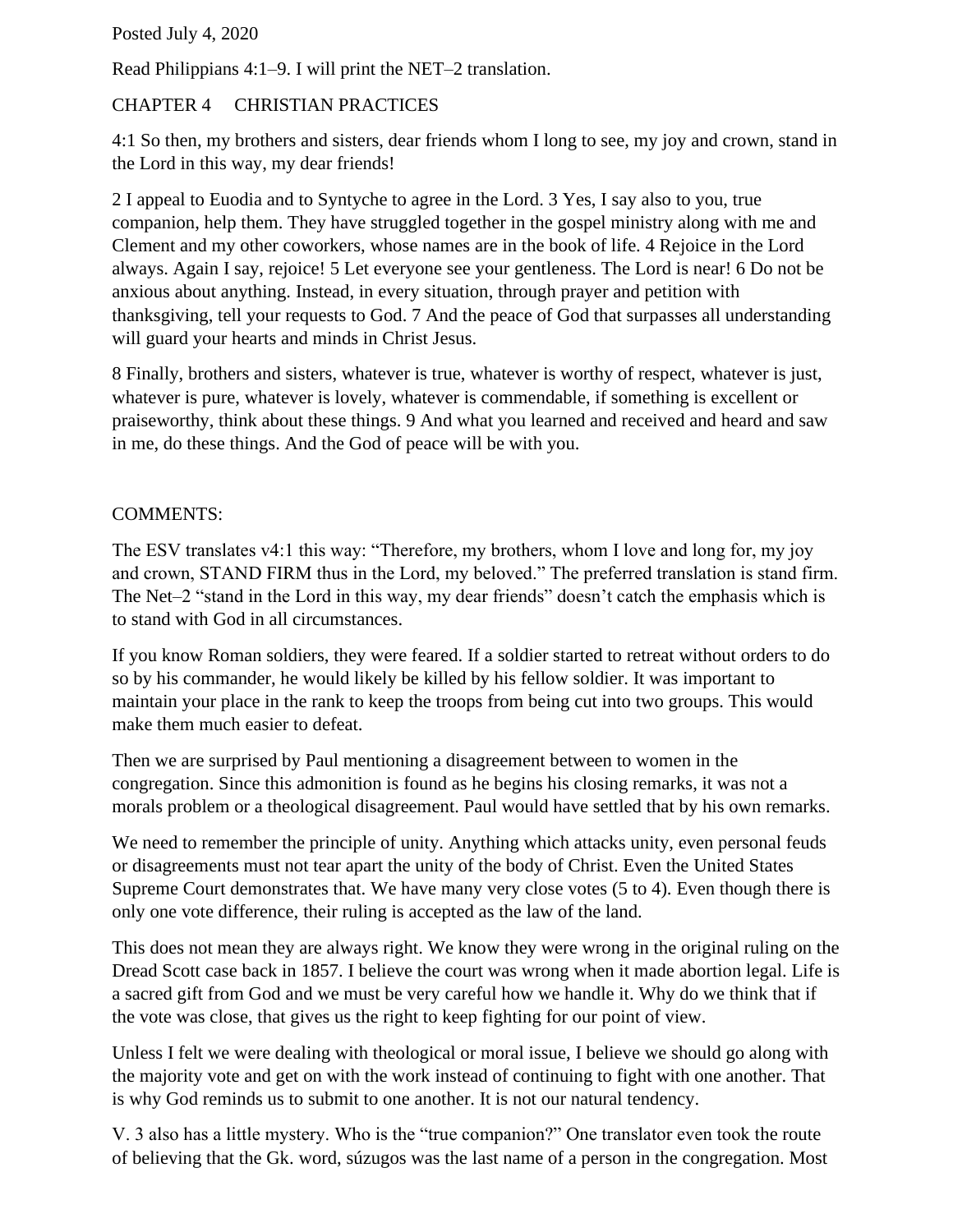Posted July 4, 2020

Read Philippians 4:1–9. I will print the NET–2 translation.

CHAPTER 4 CHRISTIAN PRACTICES

4:1 So then, my brothers and sisters, dear friends whom I long to see, my joy and crown, stand in the Lord in this way, my dear friends!

2 I appeal to Euodia and to Syntyche to agree in the Lord. 3 Yes, I say also to you, true companion, help them. They have struggled together in the gospel ministry along with me and Clement and my other coworkers, whose names are in the book of life. 4 Rejoice in the Lord always. Again I say, rejoice! 5 Let everyone see your gentleness. The Lord is near! 6 Do not be anxious about anything. Instead, in every situation, through prayer and petition with thanksgiving, tell your requests to God. 7 And the peace of God that surpasses all understanding will guard your hearts and minds in Christ Jesus.

8 Finally, brothers and sisters, whatever is true, whatever is worthy of respect, whatever is just, whatever is pure, whatever is lovely, whatever is commendable, if something is excellent or praiseworthy, think about these things. 9 And what you learned and received and heard and saw in me, do these things. And the God of peace will be with you.

COMMENTS:

The ESV translates v4:1 this way: "Therefore, my brothers, whom I love and long for, my joy and crown, STAND FIRM thus in the Lord, my beloved." The preferred translation is stand firm. The Net–2 "stand in the Lord in this way, my dear friends" doesn't catch the emphasis which is to stand with God in all circumstances.

If you know Roman soldiers, they were feared. If a soldier started to retreat without orders to do so by his commander, he would likely be killed by his fellow soldier. It was important to maintain your place in the rank to keep the troops from being cut into two groups. This would make them much easier to defeat.

Then we are surprised by Paul mentioning a disagreement between to women in the congregation. Since this admonition is found as he begins his closing remarks, it was not a morals problem or a theological disagreement. Paul would have settled that by his own remarks.

We need to remember the principle of unity. Anything which attacks unity, even personal feuds or disagreements must not tear apart the unity of the body of Christ. Even the United States Supreme Court demonstrates that. We have many very close votes (5 to 4). Even though there is only one vote difference, their ruling is accepted as the law of the land.

This does not mean they are always right. We know they were wrong in the original ruling on the Dread Scott case back in 1857. I believe the court was wrong when it made abortion legal. Life is a sacred gift from God and we must be very careful how we handle it. Why do we think that if the vote was close, that gives us the right to keep fighting for our point of view.

Unless I felt we were dealing with theological or moral issue, I believe we should go along with the majority vote and get on with the work instead of continuing to fight with one another. That is why God reminds us to submit to one another. It is not our natural tendency.

V. 3 also has a little mystery. Who is the "true companion?" One translator even took the route of believing that the Gk. word, súzugos was the last name of a person in the congregation. Most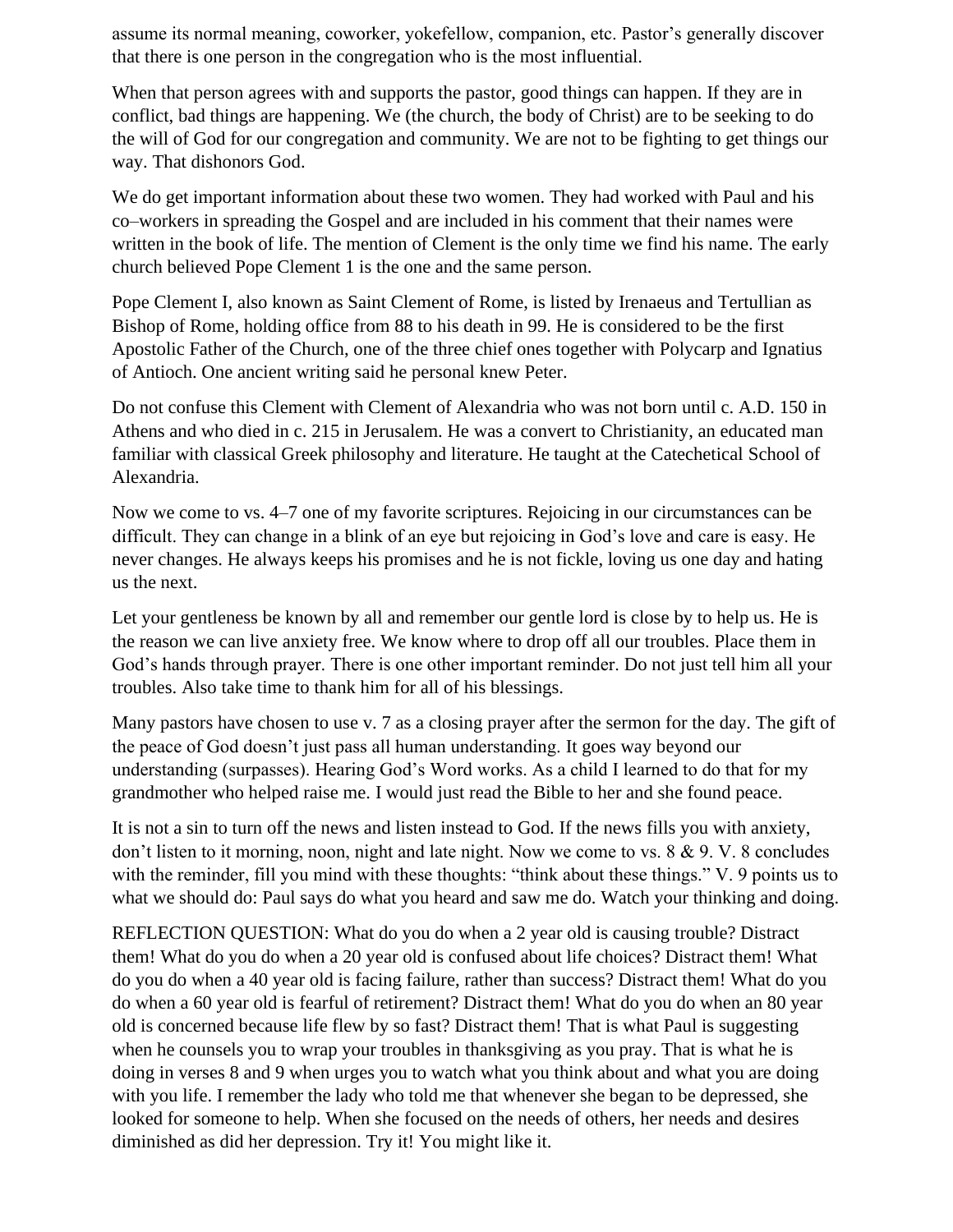assume its normal meaning, coworker, yokefellow, companion, etc. Pastor's generally discover that there is one person in the congregation who is the most influential.

When that person agrees with and supports the pastor, good things can happen. If they are in conflict, bad things are happening. We (the church, the body of Christ) are to be seeking to do the will of God for our congregation and community. We are not to be fighting to get things our way. That dishonors God.

We do get important information about these two women. They had worked with Paul and his co–workers in spreading the Gospel and are included in his comment that their names were written in the book of life. The mention of Clement is the only time we find his name. The early church believed Pope Clement 1 is the one and the same person.

Pope Clement I, also known as Saint Clement of Rome, is listed by Irenaeus and Tertullian as Bishop of Rome, holding office from 88 to his death in 99. He is considered to be the first Apostolic Father of the Church, one of the three chief ones together with Polycarp and Ignatius of Antioch. One ancient writing said he personal knew Peter.

Do not confuse this Clement with Clement of Alexandria who was not born until c. A.D. 150 in Athens and who died in c. 215 in Jerusalem. He was a convert to Christianity, an educated man familiar with classical Greek philosophy and literature. He taught at the Catechetical School of Alexandria.

Now we come to vs. 4–7 one of my favorite scriptures. Rejoicing in our circumstances can be difficult. They can change in a blink of an eye but rejoicing in God's love and care is easy. He never changes. He always keeps his promises and he is not fickle, loving us one day and hating us the next.

Let your gentleness be known by all and remember our gentle lord is close by to help us. He is the reason we can live anxiety free. We know where to drop off all our troubles. Place them in God's hands through prayer. There is one other important reminder. Do not just tell him all your troubles. Also take time to thank him for all of his blessings.

Many pastors have chosen to use v. 7 as a closing prayer after the sermon for the day. The gift of the peace of God doesn't just pass all human understanding. It goes way beyond our understanding (surpasses). Hearing God's Word works. As a child I learned to do that for my grandmother who helped raise me. I would just read the Bible to her and she found peace.

It is not a sin to turn off the news and listen instead to God. If the news fills you with anxiety, don't listen to it morning, noon, night and late night. Now we come to vs. 8 & 9. V. 8 concludes with the reminder, fill you mind with these thoughts: "think about these things." V. 9 points us to what we should do: Paul says do what you heard and saw me do. Watch your thinking and doing.

REFLECTION QUESTION: What do you do when a 2 year old is causing trouble? Distract them! What do you do when a 20 year old is confused about life choices? Distract them! What do you do when a 40 year old is facing failure, rather than success? Distract them! What do you do when a 60 year old is fearful of retirement? Distract them! What do you do when an 80 year old is concerned because life flew by so fast? Distract them! That is what Paul is suggesting when he counsels you to wrap your troubles in thanksgiving as you pray. That is what he is doing in verses 8 and 9 when urges you to watch what you think about and what you are doing with you life. I remember the lady who told me that whenever she began to be depressed, she looked for someone to help. When she focused on the needs of others, her needs and desires diminished as did her depression. Try it! You might like it.